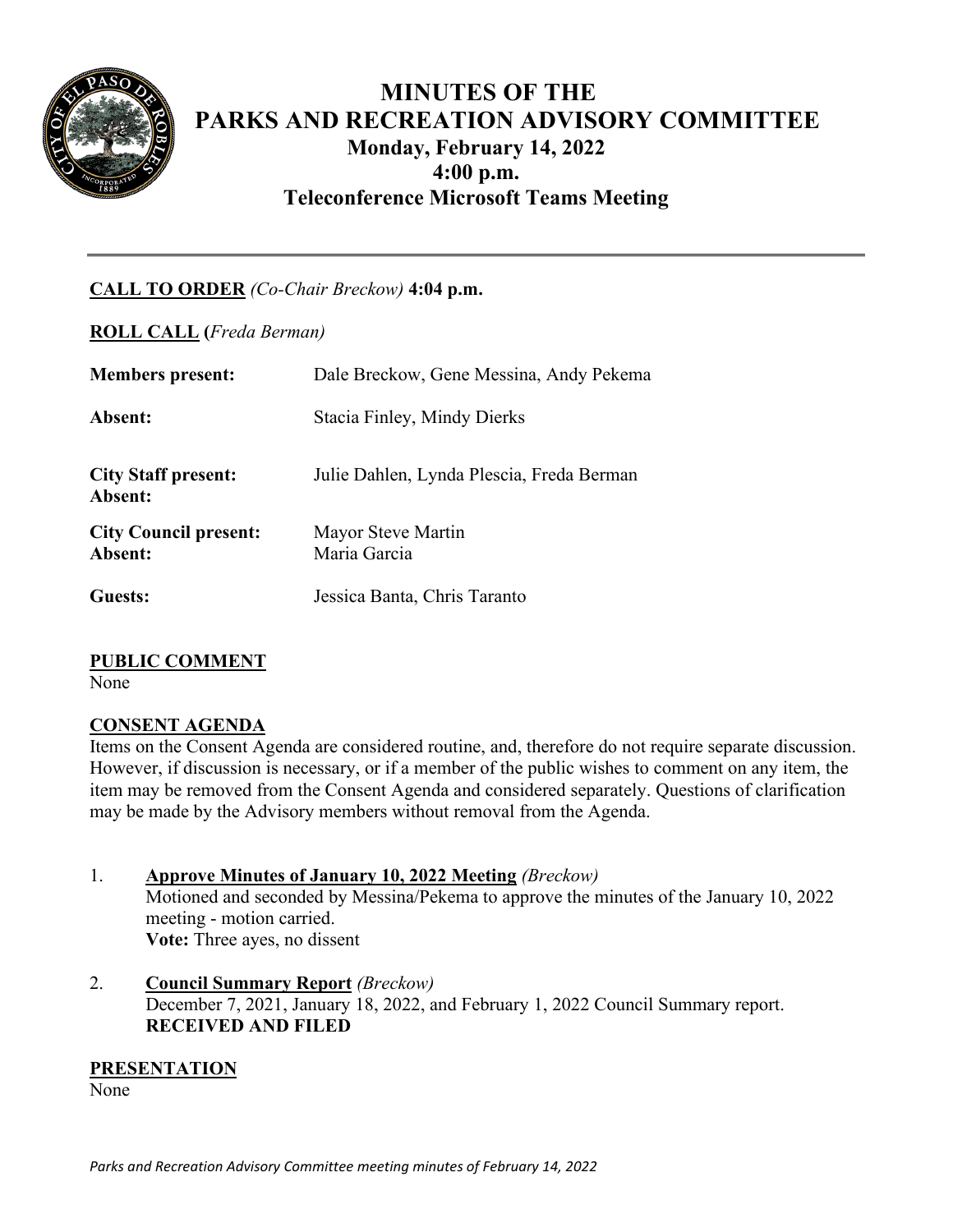# MINUTES OF THE PARKS AND RECREATION ADVISORY COMMITTEE

**Monday, February 14, 2022**
**4:00 p.m.**
**Teleconference Microsoft Teams Meeting**

---

**CALL TO ORDER** *(Co-Chair Breckow)* **4:04 p.m.**

**ROLL CALL** (*Freda Berman)*

**Members present:** Dale Breckow, Gene Messina, Andy Pekema

**Absent:** Stacia Finley, Mindy Dierks

**City Staff present:** Julie Dahlen, Lynda Plescia, Freda Berman
**Absent:**

**City Council present:** Mayor Steve Martin
**Absent:** Maria Garcia

**Guests:** Jessica Banta, Chris Taranto

## PUBLIC COMMENT

None

## CONSENT AGENDA

Items on the Consent Agenda are considered routine, and, therefore do not require separate discussion. However, if discussion is necessary, or if a member of the public wishes to comment on any item, the item may be removed from the Consent Agenda and considered separately. Questions of clarification may be made by the Advisory members without removal from the Agenda.

1. **Approve Minutes of January 10, 2022 Meeting** *(Breckow)*
   Motioned and seconded by Messina/Pekema to approve the minutes of the January 10, 2022 meeting - motion carried.
   **Vote:** Three ayes, no dissent

2. **Council Summary Report** *(Breckow)*
   December 7, 2021, January 18, 2022, and February 1, 2022 Council Summary report.
   **RECEIVED AND FILED**

## PRESENTATION

None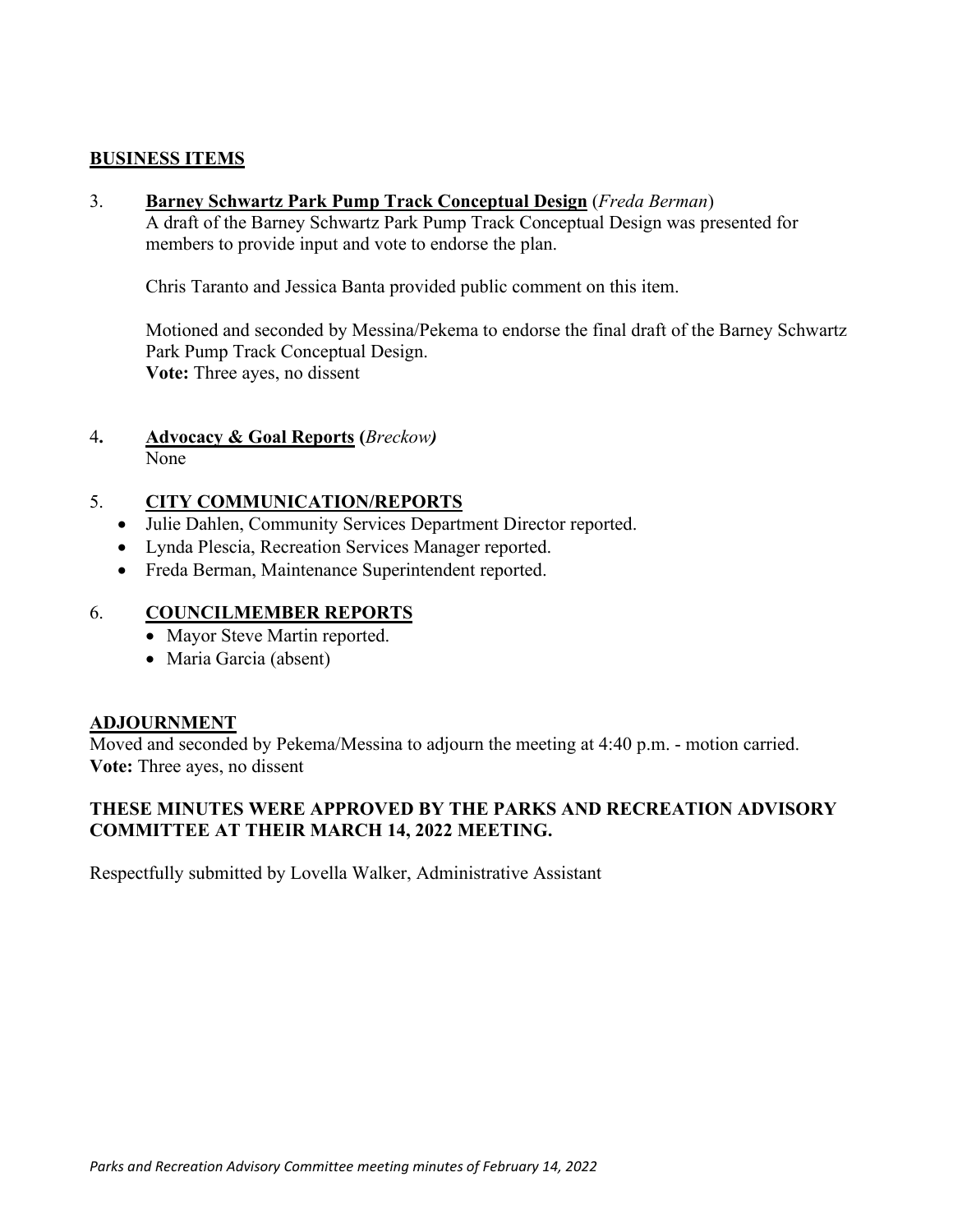## BUSINESS ITEMS

3. **Barney Schwartz Park Pump Track Conceptual Design** (*Freda Berman*)
   A draft of the Barney Schwartz Park Pump Track Conceptual Design was presented for members to provide input and vote to endorse the plan.

   Chris Taranto and Jessica Banta provided public comment on this item.

   Motioned and seconded by Messina/Pekema to endorse the final draft of the Barney Schwartz Park Pump Track Conceptual Design.
   **Vote:** Three ayes, no dissent

4. **Advocacy & Goal Reports** (*Breckow*)
   None

5. **CITY COMMUNICATION/REPORTS**
   - Julie Dahlen, Community Services Department Director reported.
   - Lynda Plescia, Recreation Services Manager reported.
   - Freda Berman, Maintenance Superintendent reported.

6. **COUNCILMEMBER REPORTS**
   - Mayor Steve Martin reported.
   - Maria Garcia (absent)

## ADJOURNMENT

Moved and seconded by Pekema/Messina to adjourn the meeting at 4:40 p.m. - motion carried.
**Vote:** Three ayes, no dissent

**THESE MINUTES WERE APPROVED BY THE PARKS AND RECREATION ADVISORY COMMITTEE AT THEIR MARCH 14, 2022 MEETING.**

Respectfully submitted by Lovella Walker, Administrative Assistant